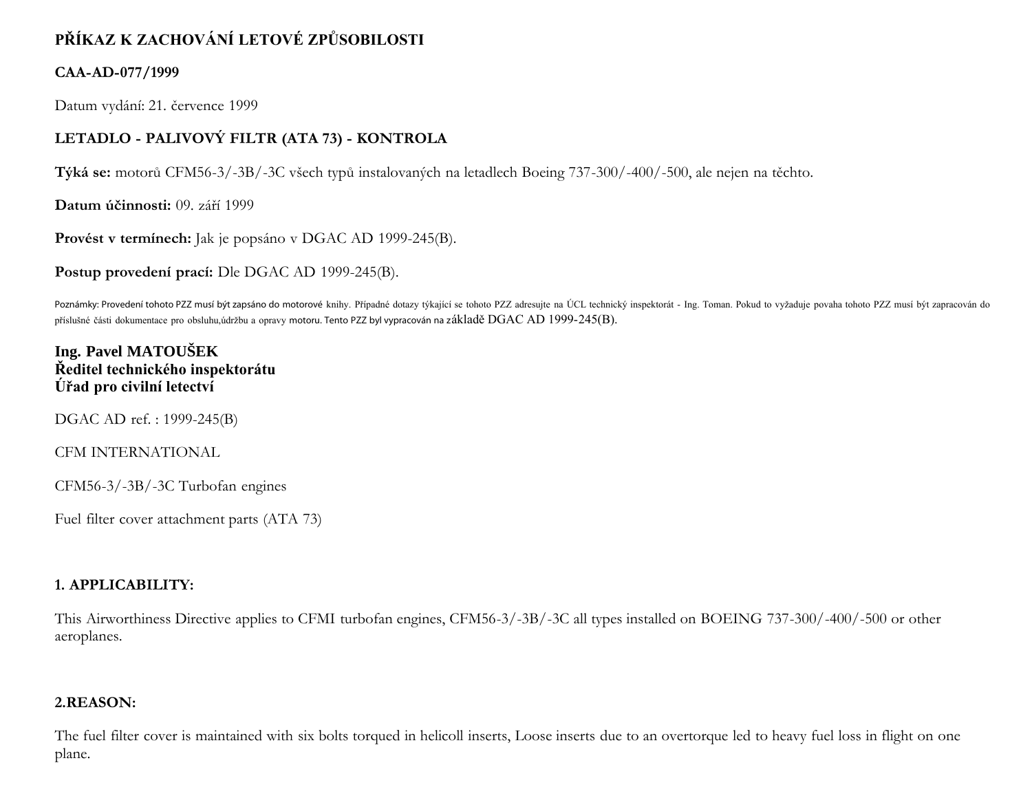**PŘÍKAZ K ZACHOVÁNÍ LETOVÉ ZPŮSOBILOSTI**

**CAA-AD-077/1999**

Datum vydání: 21. července 1999

**LETADLO - PALIVOVÝ FILTR (ATA 73) - KONTROLA**

**Týká se:** motorů CFM56-3/-3B/-3C všech typů instalovaných na letadlech Boeing 737-300/-400/-500, ale nejen na těchto.

**Datum účinnosti:** 09. září 1999

**Provést v termínech:** Jak je popsáno v DGAC AD 1999-245(B).

**Postup provedení prací:** Dle DGAC AD 1999-245(B).

Poznámky: Provedení tohoto PZZ musí být zapsáno do motorové knihy. Případné dotazy týkající se tohoto PZZ adresujte na ÚCL technický inspektorát - Ing. Toman. Pokud to vyžaduje povaha tohoto PZZ musí být zapracován do příslušné části dokumentace pro obsluhu,údržbu a opravy motoru. Tento PZZ byl vypracován na základě DGAC AD 1999-245(B).

**Ing. Pavel MATOUŠEK**
**Ředitel technického inspektorátu**
**Úřad pro civilní letectví**

DGAC AD ref. : 1999-245(B)

CFM INTERNATIONAL

CFM56-3/-3B/-3C Turbofan engines

Fuel filter cover attachment parts (ATA 73)

**1. APPLICABILITY:**

This Airworthiness Directive applies to CFMI turbofan engines, CFM56-3/-3B/-3C all types installed on BOEING 737-300/-400/-500 or other aeroplanes.

**2.REASON:**

The fuel filter cover is maintained with six bolts torqued in helicoll inserts, Loose inserts due to an overtorque led to heavy fuel loss in flight on one plane.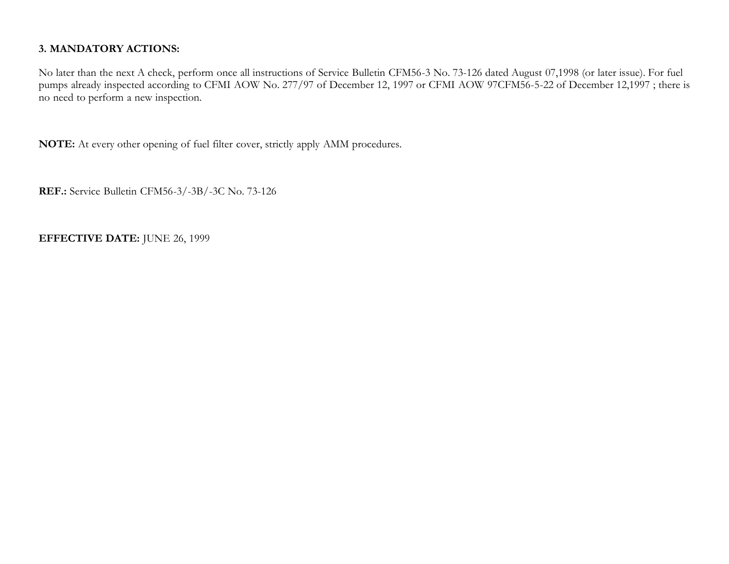**3. MANDATORY ACTIONS:**

No later than the next A check, perform once all instructions of Service Bulletin CFM56-3 No. 73-126 dated August 07,1998 (or later issue). For fuel pumps already inspected according to CFMI AOW No. 277/97 of December 12, 1997 or CFMI AOW 97CFM56-5-22 of December 12,1997 ; there is no need to perform a new inspection.

**NOTE:** At every other opening of fuel filter cover, strictly apply AMM procedures.

**REF.:** Service Bulletin CFM56-3/-3B/-3C No. 73-126

**EFFECTIVE DATE:** JUNE 26, 1999